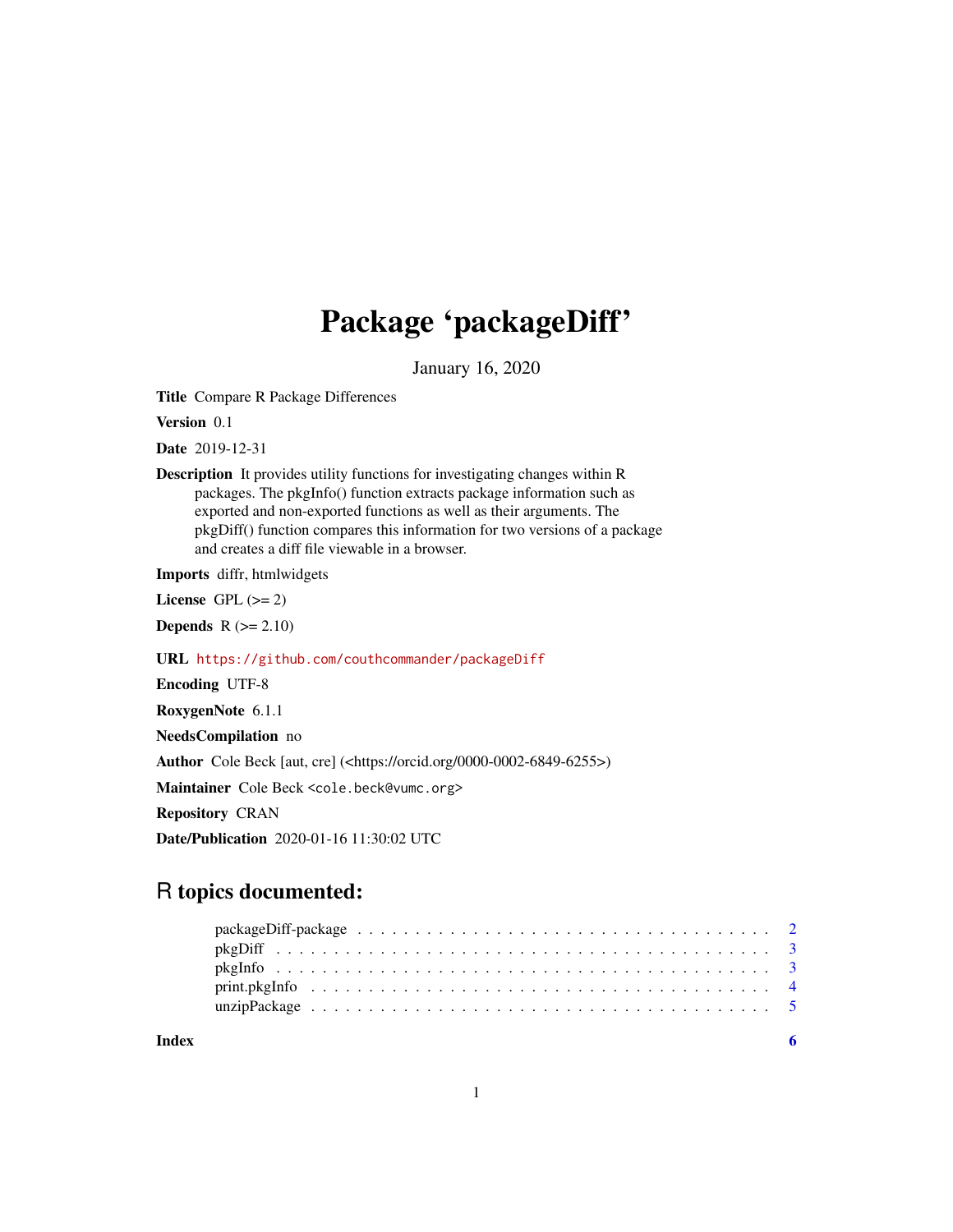# Package 'packageDiff'

January 16, 2020

**Title** Compare R Package Differences

**Version** 0.1

**Date** 2019-12-31

**Description** It provides utility functions for investigating changes within R packages. The pkgInfo() function extracts package information such as exported and non-exported functions as well as their arguments. The pkgDiff() function compares this information for two versions of a package and creates a diff file viewable in a browser.

**Imports** diffr, htmlwidgets

**License** GPL (>= 2)

**Depends** R (>= 2.10)

**URL** https://github.com/couthcommander/packageDiff

**Encoding** UTF-8

**RoxygenNote** 6.1.1

**NeedsCompilation** no

**Author** Cole Beck [aut, cre] (<https://orcid.org/0000-0002-6849-6255>)

**Maintainer** Cole Beck <cole.beck@vumc.org>

**Repository** CRAN

**Date/Publication** 2020-01-16 11:30:02 UTC

## R topics documented:

| | |
|---|---|
| packageDiff-package | 2 |
| pkgDiff | 3 |
| pkgInfo | 3 |
| print.pkgInfo | 4 |
| unzipPackage | 5 |
| **Index** | **6** |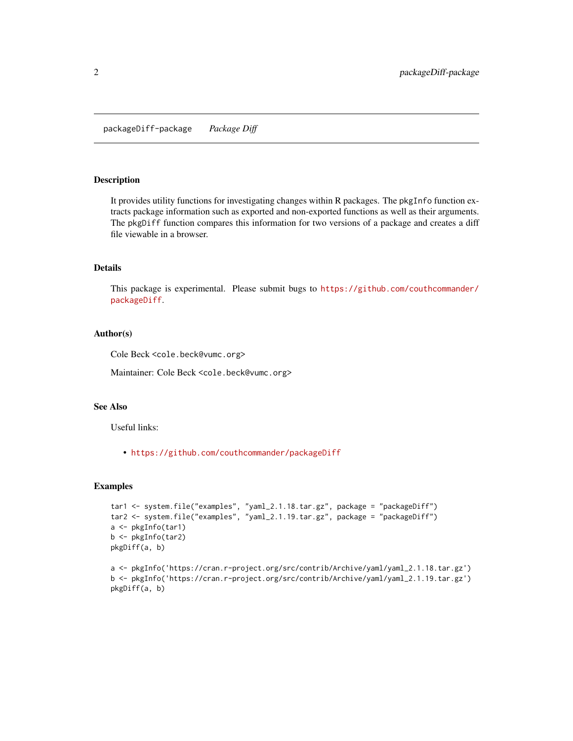packageDiff-package *Package Diff*

### Description

It provides utility functions for investigating changes within R packages. The `pkgInfo` function extracts package information such as exported and non-exported functions as well as their arguments. The `pkgDiff` function compares this information for two versions of a package and creates a diff file viewable in a browser.

### Details

This package is experimental. Please submit bugs to https://github.com/couthcommander/packageDiff.

### Author(s)

Cole Beck <cole.beck@vumc.org>

Maintainer: Cole Beck <cole.beck@vumc.org>

### See Also

Useful links:

- https://github.com/couthcommander/packageDiff

### Examples

```
tar1 <- system.file("examples", "yaml_2.1.18.tar.gz", package = "packageDiff")
tar2 <- system.file("examples", "yaml_2.1.19.tar.gz", package = "packageDiff")
a <- pkgInfo(tar1)
b <- pkgInfo(tar2)
pkgDiff(a, b)

a <- pkgInfo('https://cran.r-project.org/src/contrib/Archive/yaml/yaml_2.1.18.tar.gz')
b <- pkgInfo('https://cran.r-project.org/src/contrib/Archive/yaml/yaml_2.1.19.tar.gz')
pkgDiff(a, b)
```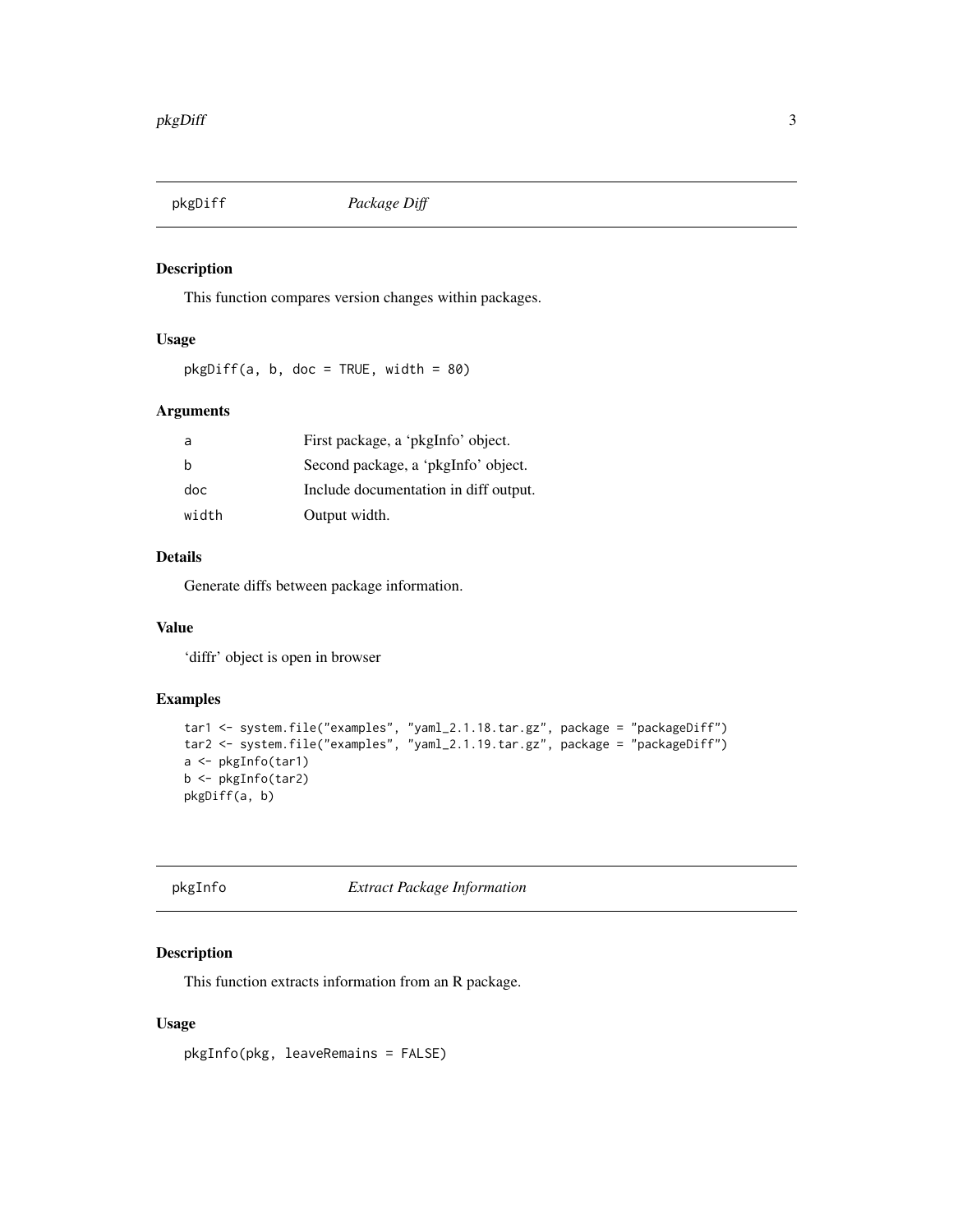## pkgDiff — *Package Diff*

### Description

This function compares version changes within packages.

### Usage

```
pkgDiff(a, b, doc = TRUE, width = 80)
```

### Arguments

| | |
|---|---|
| a | First package, a 'pkgInfo' object. |
| b | Second package, a 'pkgInfo' object. |
| doc | Include documentation in diff output. |
| width | Output width. |

### Details

Generate diffs between package information.

### Value

'diffr' object is open in browser

### Examples

```
tar1 <- system.file("examples", "yaml_2.1.18.tar.gz", package = "packageDiff")
tar2 <- system.file("examples", "yaml_2.1.19.tar.gz", package = "packageDiff")
a <- pkgInfo(tar1)
b <- pkgInfo(tar2)
pkgDiff(a, b)
```

## pkgInfo — *Extract Package Information*

### Description

This function extracts information from an R package.

### Usage

```
pkgInfo(pkg, leaveRemains = FALSE)
```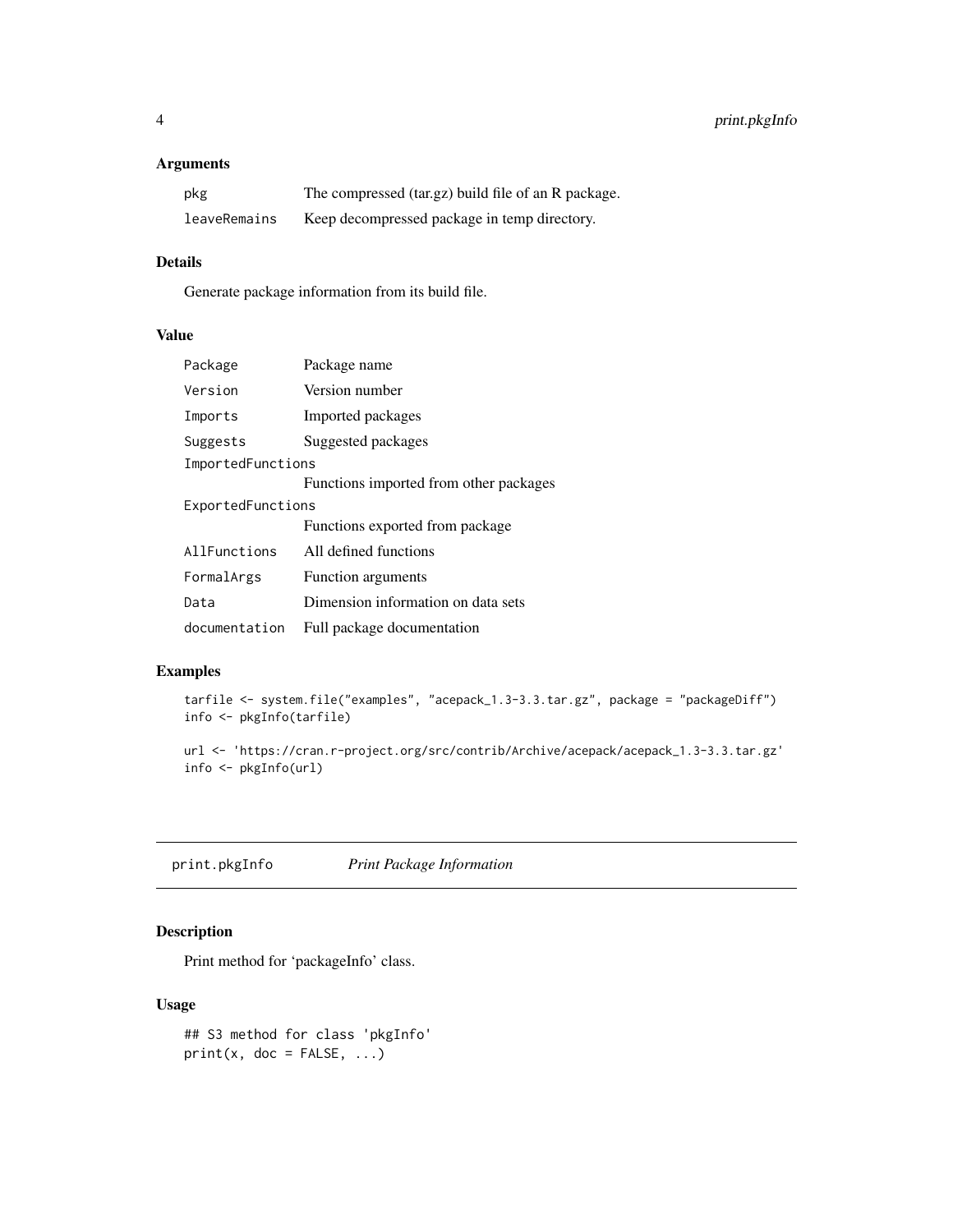### Arguments

| | |
|---|---|
| pkg | The compressed (tar.gz) build file of an R package. |
| leaveRemains | Keep decompressed package in temp directory. |

### Details

Generate package information from its build file.

### Value

| | |
|---|---|
| Package | Package name |
| Version | Version number |
| Imports | Imported packages |
| Suggests | Suggested packages |
| ImportedFunctions | Functions imported from other packages |
| ExportedFunctions | Functions exported from package |
| AllFunctions | All defined functions |
| FormalArgs | Function arguments |
| Data | Dimension information on data sets |
| documentation | Full package documentation |

### Examples

```
tarfile <- system.file("examples", "acepack_1.3-3.3.tar.gz", package = "packageDiff")
info <- pkgInfo(tarfile)

url <- 'https://cran.r-project.org/src/contrib/Archive/acepack/acepack_1.3-3.3.tar.gz'
info <- pkgInfo(url)
```

---

## print.pkgInfo *Print Package Information*

### Description

Print method for 'packageInfo' class.

### Usage

```
## S3 method for class 'pkgInfo'
print(x, doc = FALSE, ...)
```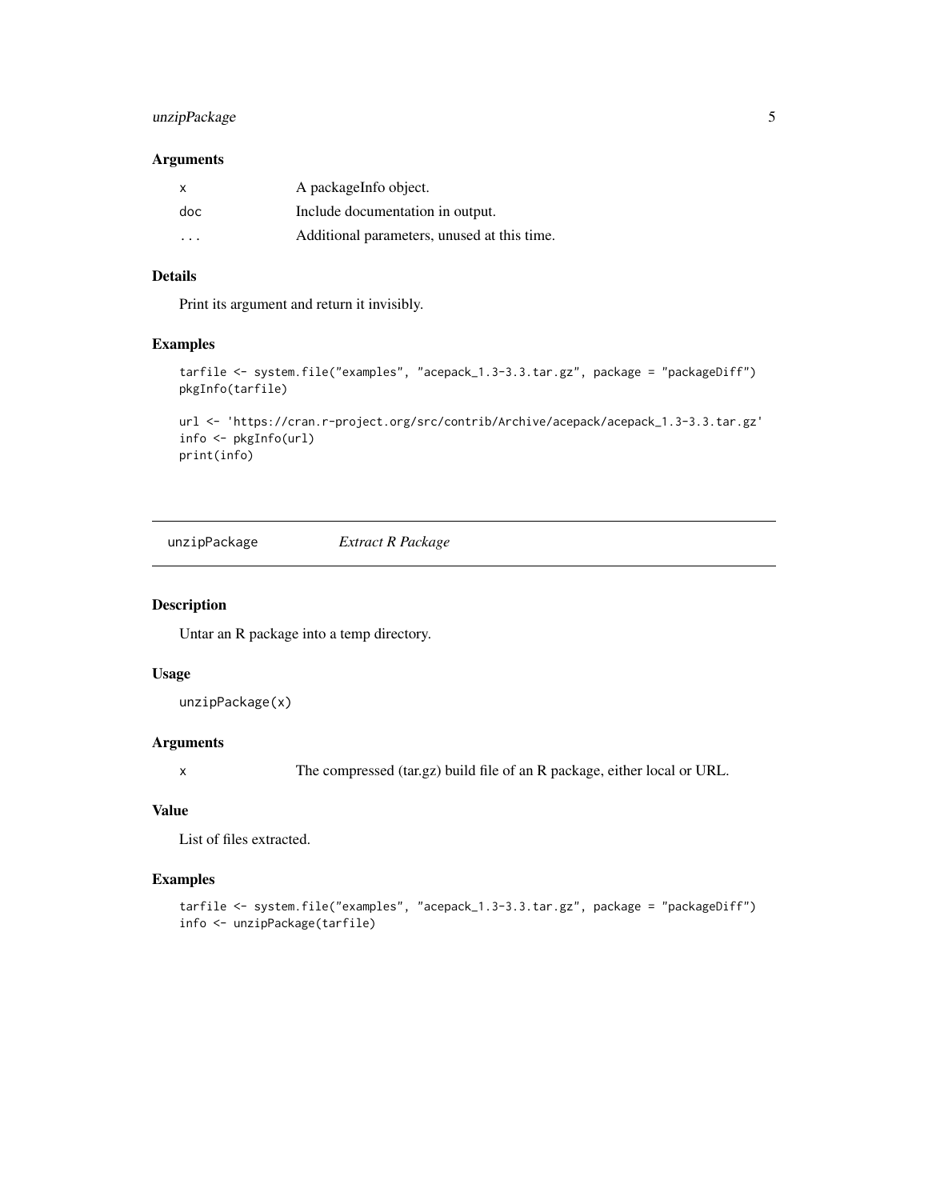### Arguments

| | |
|---|---|
| x | A packageInfo object. |
| doc | Include documentation in output. |
| ... | Additional parameters, unused at this time. |

### Details

Print its argument and return it invisibly.

### Examples

```
tarfile <- system.file("examples", "acepack_1.3-3.3.tar.gz", package = "packageDiff")
pkgInfo(tarfile)

url <- 'https://cran.r-project.org/src/contrib/Archive/acepack/acepack_1.3-3.3.tar.gz'
info <- pkgInfo(url)
print(info)
```

## unzipPackage *Extract R Package*

### Description

Untar an R package into a temp directory.

### Usage

```
unzipPackage(x)
```

### Arguments

| | |
|---|---|
| x | The compressed (tar.gz) build file of an R package, either local or URL. |

### Value

List of files extracted.

### Examples

```
tarfile <- system.file("examples", "acepack_1.3-3.3.tar.gz", package = "packageDiff")
info <- unzipPackage(tarfile)
```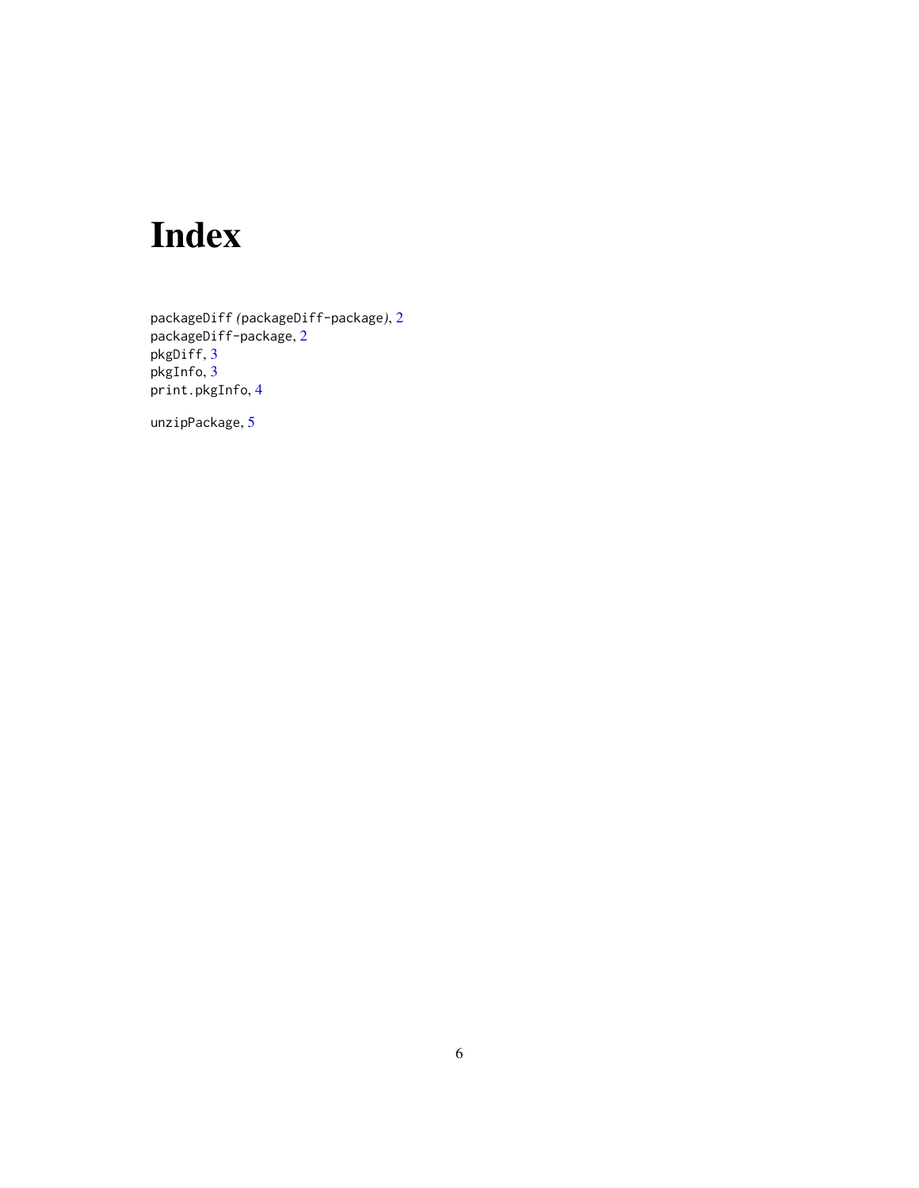# Index

packageDiff (packageDiff-package), 2
packageDiff-package, 2
pkgDiff, 3
pkgInfo, 3
print.pkgInfo, 4

unzipPackage, 5